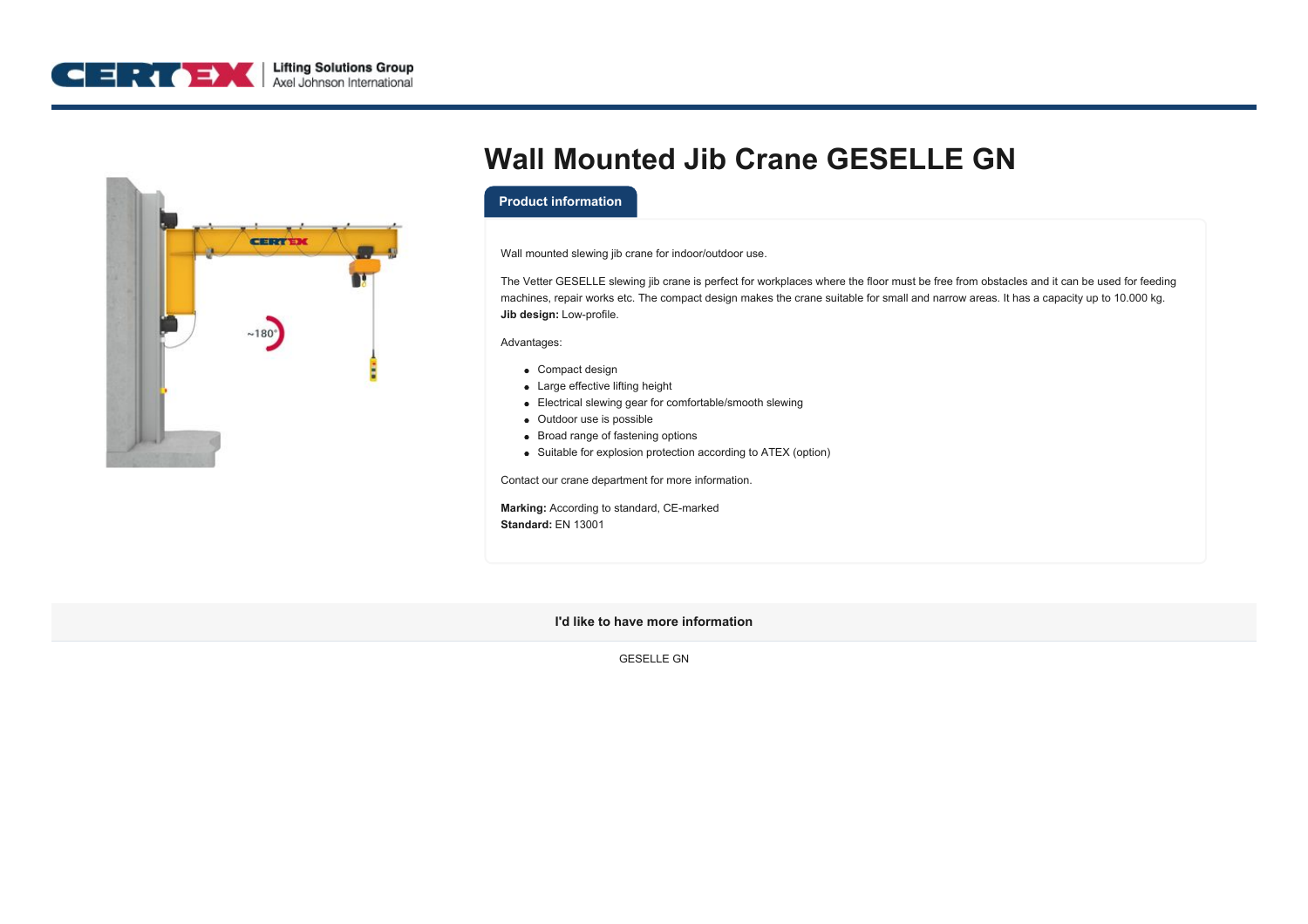# Wall Mounted Jib Crane GESELLE GN

## Product information

Wall mounted slewing jib crane for indoor/outdoor use.

The Vetter GESELLE slewing jib crane is perfect for workplaces where the floor must be free from obstacles and it can be used for feeding machines, repair works etc. The compact design makes the crane suitable for small and narrow areas. It has a capacity up to 10.000 kg.
**Jib design:** Low-profile.

Advantages:

- Compact design
- Large effective lifting height
- Electrical slewing gear for comfortable/smooth slewing
- Outdoor use is possible
- Broad range of fastening options
- Suitable for explosion protection according to ATEX (option)

Contact our crane department for more information.

**Marking:** According to standard, CE-marked
**Standard:** EN 13001

**I'd like to have more information**

GESELLE GN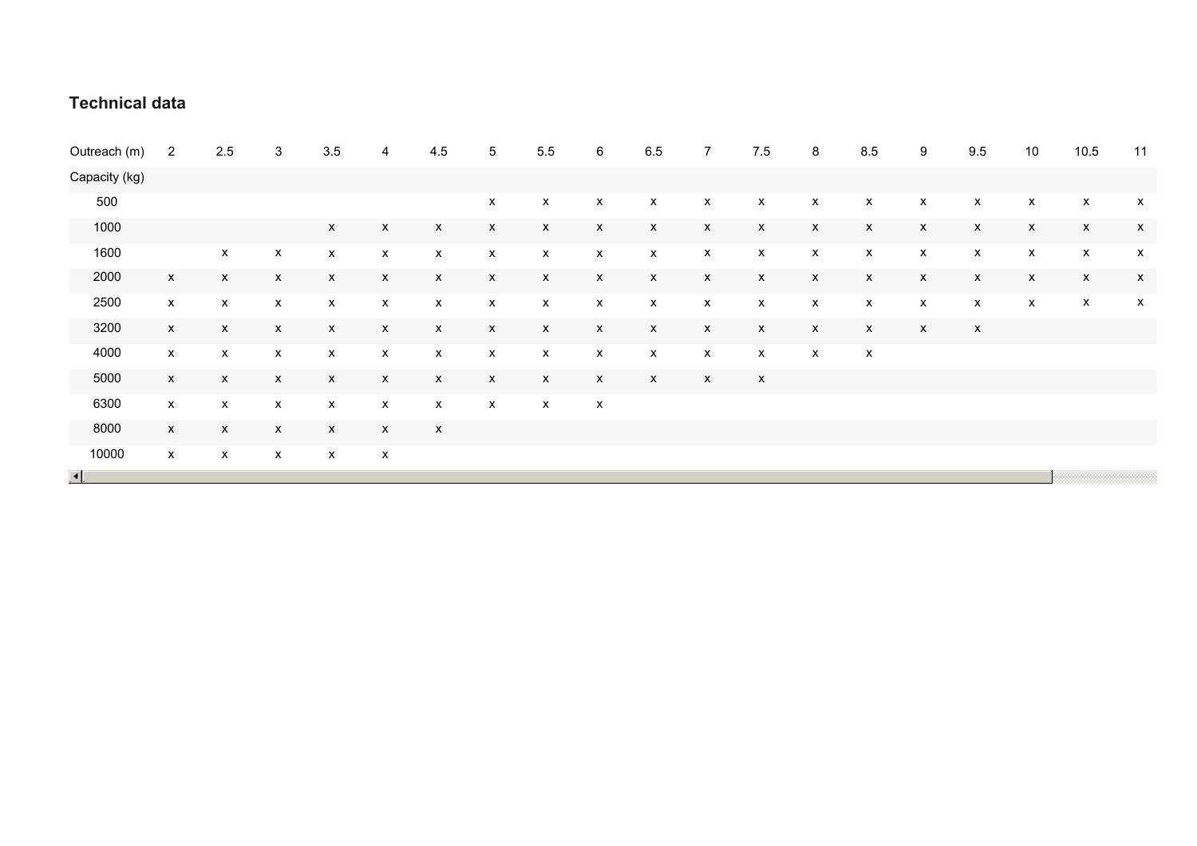## Technical data

| Outreach (m) | 2 | 2.5 | 3 | 3.5 | 4 | 4.5 | 5 | 5.5 | 6 | 6.5 | 7 | 7.5 | 8 | 8.5 | 9 | 9.5 | 10 | 10.5 | 11 |
|---|---|---|---|---|---|---|---|---|---|---|---|---|---|---|---|---|---|---|---|
| Capacity (kg) | | | | | | | | | | | | | | | | | | | |
| 500 | | | | | | | x | x | x | x | x | x | x | x | x | x | x | x | x |
| 1000 | | | | x | x | x | x | x | x | x | x | x | x | x | x | x | x | x | x |
| 1600 | | x | x | x | x | x | x | x | x | x | x | x | x | x | x | x | x | x | x |
| 2000 | x | x | x | x | x | x | x | x | x | x | x | x | x | x | x | x | x | x | x |
| 2500 | x | x | x | x | x | x | x | x | x | x | x | x | x | x | x | x | x | x | x |
| 3200 | x | x | x | x | x | x | x | x | x | x | x | x | x | x | x | x | | | |
| 4000 | x | x | x | x | x | x | x | x | x | x | x | x | x | x | | | | | |
| 5000 | x | x | x | x | x | x | x | x | x | x | x | x | | | | | | | |
| 6300 | x | x | x | x | x | x | x | x | x | | | | | | | | | | |
| 8000 | x | x | x | x | x | x | | | | | | | | | | | | | |
| 10000 | x | x | x | x | x | | | | | | | | | | | | | | |